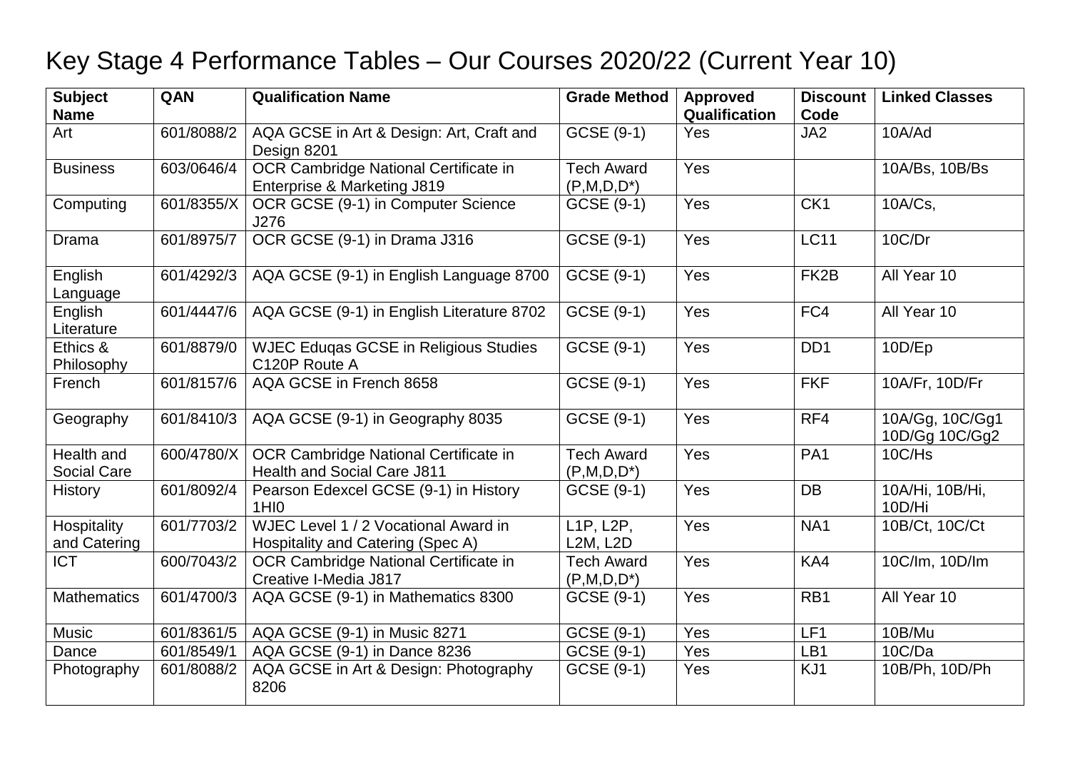# Key Stage 4 Performance Tables – Our Courses 2020/22 (Current Year 10)

| Subject Name | QAN | Qualification Name | Grade Method | Approved Qualification | Discount Code | Linked Classes |
|---|---|---|---|---|---|---|
| Art | 601/8088/2 | AQA GCSE in Art & Design: Art, Craft and Design 8201 | GCSE (9-1) | Yes | JA2 | 10A/Ad |
| Business | 603/0646/4 | OCR Cambridge National Certificate in Enterprise & Marketing J819 | Tech Award (P,M,D,D*) | Yes | | 10A/Bs, 10B/Bs |
| Computing | 601/8355/X | OCR GCSE (9-1) in Computer Science J276 | GCSE (9-1) | Yes | CK1 | 10A/Cs, |
| Drama | 601/8975/7 | OCR GCSE (9-1) in Drama J316 | GCSE (9-1) | Yes | LC11 | 10C/Dr |
| English Language | 601/4292/3 | AQA GCSE (9-1) in English Language 8700 | GCSE (9-1) | Yes | FK2B | All Year 10 |
| English Literature | 601/4447/6 | AQA GCSE (9-1) in English Literature 8702 | GCSE (9-1) | Yes | FC4 | All Year 10 |
| Ethics & Philosophy | 601/8879/0 | WJEC Eduqas GCSE in Religious Studies C120P Route A | GCSE (9-1) | Yes | DD1 | 10D/Ep |
| French | 601/8157/6 | AQA GCSE in French 8658 | GCSE (9-1) | Yes | FKF | 10A/Fr, 10D/Fr |
| Geography | 601/8410/3 | AQA GCSE (9-1) in Geography 8035 | GCSE (9-1) | Yes | RF4 | 10A/Gg, 10C/Gg1 10D/Gg 10C/Gg2 |
| Health and Social Care | 600/4780/X | OCR Cambridge National Certificate in Health and Social Care J811 | Tech Award (P,M,D,D*) | Yes | PA1 | 10C/Hs |
| History | 601/8092/4 | Pearson Edexcel GCSE (9-1) in History 1HI0 | GCSE (9-1) | Yes | DB | 10A/Hi, 10B/Hi, 10D/Hi |
| Hospitality and Catering | 601/7703/2 | WJEC Level 1 / 2 Vocational Award in Hospitality and Catering (Spec A) | L1P, L2P, L2M, L2D | Yes | NA1 | 10B/Ct, 10C/Ct |
| ICT | 600/7043/2 | OCR Cambridge National Certificate in Creative I-Media J817 | Tech Award (P,M,D,D*) | Yes | KA4 | 10C/Im, 10D/Im |
| Mathematics | 601/4700/3 | AQA GCSE (9-1) in Mathematics 8300 | GCSE (9-1) | Yes | RB1 | All Year 10 |
| Music | 601/8361/5 | AQA GCSE (9-1) in Music 8271 | GCSE (9-1) | Yes | LF1 | 10B/Mu |
| Dance | 601/8549/1 | AQA GCSE (9-1) in Dance 8236 | GCSE (9-1) | Yes | LB1 | 10C/Da |
| Photography | 601/8088/2 | AQA GCSE in Art & Design: Photography 8206 | GCSE (9-1) | Yes | KJ1 | 10B/Ph, 10D/Ph |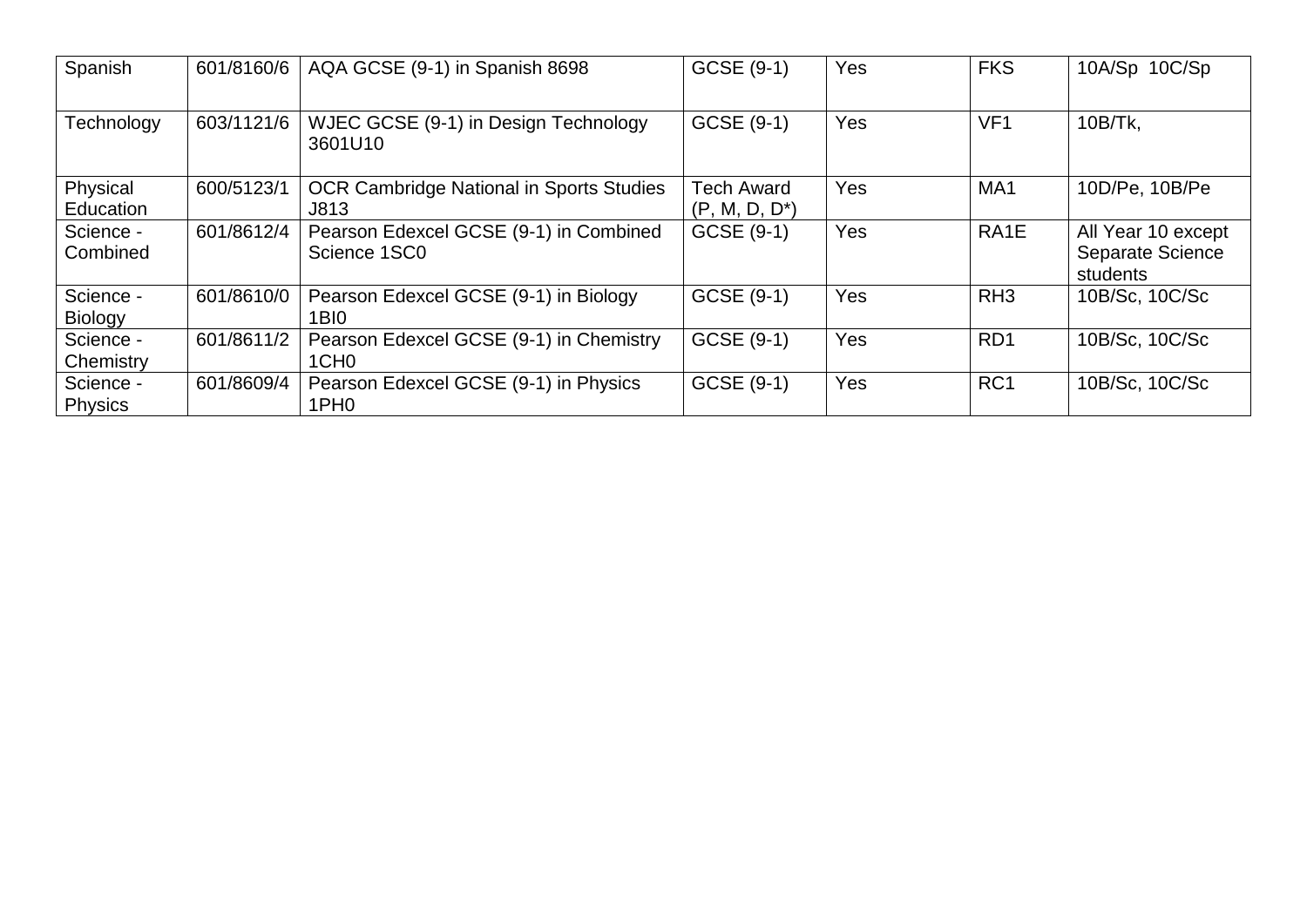| | | | | | | |
|---|---|---|---|---|---|---|
| Spanish | 601/8160/6 | AQA GCSE (9-1) in Spanish 8698 | GCSE (9-1) | Yes | FKS | 10A/Sp 10C/Sp |
| Technology | 603/1121/6 | WJEC GCSE (9-1) in Design Technology 3601U10 | GCSE (9-1) | Yes | VF1 | 10B/Tk, |
| Physical Education | 600/5123/1 | OCR Cambridge National in Sports Studies J813 | Tech Award (P, M, D, D*) | Yes | MA1 | 10D/Pe, 10B/Pe |
| Science - Combined | 601/8612/4 | Pearson Edexcel GCSE (9-1) in Combined Science 1SC0 | GCSE (9-1) | Yes | RA1E | All Year 10 except Separate Science students |
| Science - Biology | 601/8610/0 | Pearson Edexcel GCSE (9-1) in Biology 1BI0 | GCSE (9-1) | Yes | RH3 | 10B/Sc, 10C/Sc |
| Science - Chemistry | 601/8611/2 | Pearson Edexcel GCSE (9-1) in Chemistry 1CH0 | GCSE (9-1) | Yes | RD1 | 10B/Sc, 10C/Sc |
| Science - Physics | 601/8609/4 | Pearson Edexcel GCSE (9-1) in Physics 1PH0 | GCSE (9-1) | Yes | RC1 | 10B/Sc, 10C/Sc |